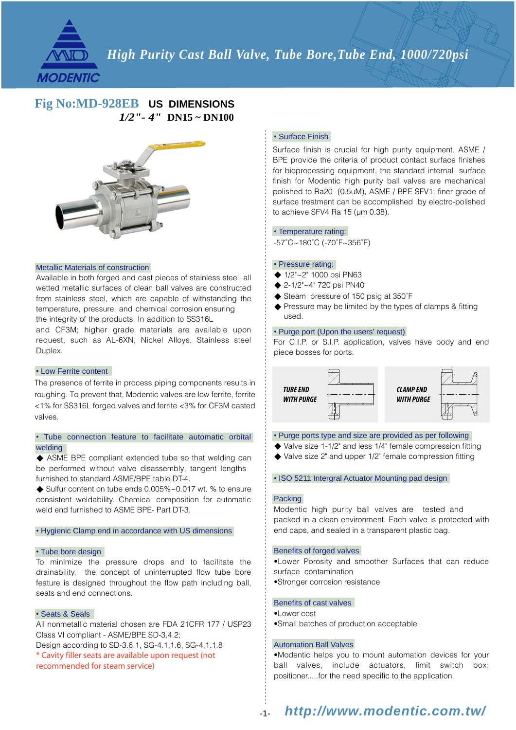# High Purity Cast Ball Valve, Tube Bore, Tube End, 1000/720psi

MODENTIC

## Fig No:MD-928EB US DIMENSIONS

**1/2"- 4" DN15 ~ DN100**

### Metallic Materials of construction

Available in both forged and cast pieces of stainless steel, all wetted metallic surfaces of clean ball valves are constructed from stainless steel, which are capable of withstanding the temperature, pressure, and chemical corrosion ensuring the integrity of the products, In addition to SS316L and CF3M; higher grade materials are available upon request, such as AL-6XN, Nickel Alloys, Stainless steel Duplex.

### • Low Ferrite content

The presence of ferrite in process piping components results in roughing. To prevent that, Modentic valves are low ferrite, ferrite <1% for SS316L forged valves and ferrite <3% for CF3M casted valves.

### • Tube connection feature to facilitate automatic orbital welding

◆ ASME BPE compliant extended tube so that welding can be performed without valve disassembly, tangent lengths furnished to standard ASME/BPE table DT-4.

◆ Sulfur content on tube ends 0.005%~0.017 wt. % to ensure consistent weldability. Chemical composition for automatic weld end furnished to ASME BPE- Part DT-3.

### • Hygienic Clamp end in accordance with US dimensions

### • Tube bore design

To minimize the pressure drops and to facilitate the drainability, the concept of uninterrupted flow tube bore feature is designed throughout the flow path including ball, seats and end connections.

### • Seats & Seals

All nonmetallic material chosen are FDA 21CFR 177 / USP23 Class VI compliant - ASME/BPE SD-3.4.2;

Design according to SD-3.6.1, SG-4.1.1.6, SG-4.1.1.8

\* Cavity filler seats are available upon request (not recommended for steam service)

### • Surface Finish

Surface finish is crucial for high purity equipment. ASME / BPE provide the criteria of product contact surface finishes for bioprocessing equipment, the standard internal surface finish for Modentic high purity ball valves are mechanical polished to Ra20 (0.5uM), ASME / BPE SFV1; finer grade of surface treatment can be accomplished by electro-polished to achieve SFV4 Ra 15 (μm 0.38).

### • Temperature rating:

-57˚C~180˚C (-70˚F~356˚F)

### • Pressure rating:

- ◆ 1/2"~2" 1000 psi PN63
- ◆ 2-1/2"~4" 720 psi PN40
- ◆ Steam pressure of 150 psig at 350˚F
- ◆ Pressure may be limited by the types of clamps & fitting used.

### • Purge port (Upon the users' request)

For C.I.P. or S.I.P. application, valves have body and end piece bosses for ports.

TUBE END WITH PURGE

CLAMP END WITH PURGE

### • Purge ports type and size are provided as per following

- ◆ Valve size 1-1/2" and less 1/4" female compression fitting
- ◆ Valve size 2" and upper 1/2" female compression fitting

### • ISO 5211 Intergral Actuator Mounting pad design

### Packing

Modentic high purity ball valves are tested and packed in a clean environment. Each valve is protected with end caps, and sealed in a transparent plastic bag.

### Benefits of forged valves

- •Lower Porosity and smoother Surfaces that can reduce surface contamination
- •Stronger corrosion resistance

### Benefits of cast valves

- •Lower cost
- •Small batches of production acceptable

### Automation Ball Valves

•Modentic helps you to mount automation devices for your ball valves, include actuators, limit switch box; positioner.....for the need specific to the application.

http://www.modentic.com.tw/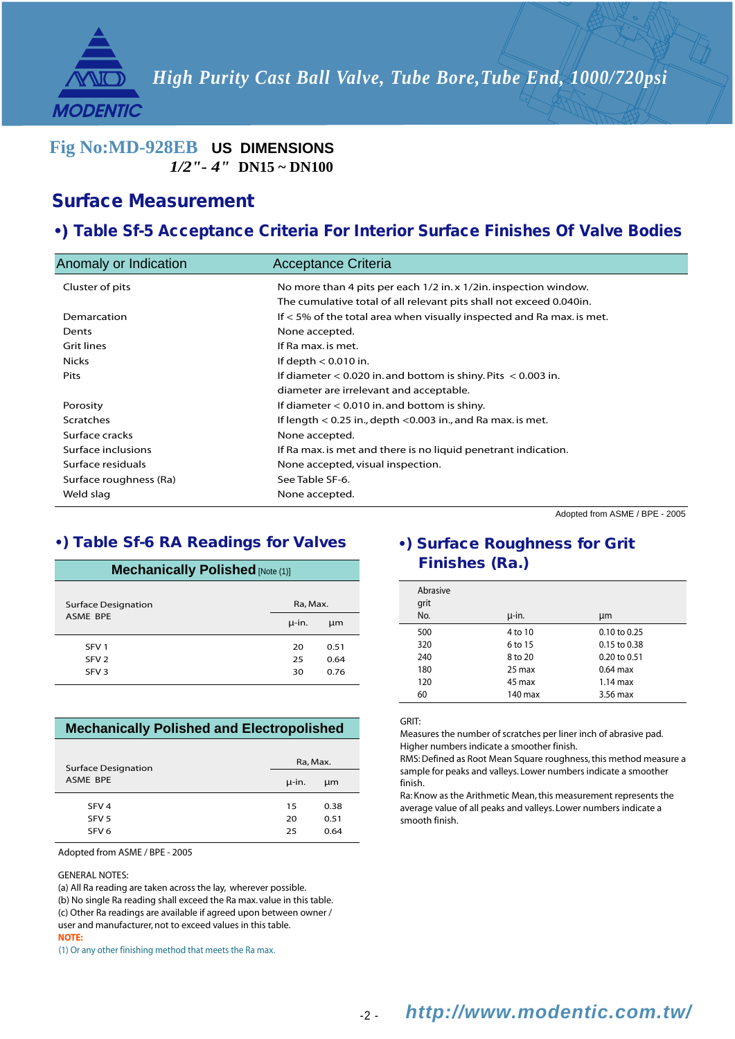# High Purity Cast Ball Valve, Tube Bore,Tube End, 1000/720psi

**Fig No:MD-928EB** **US DIMENSIONS**
***1/2"- 4"*** **DN15 ~ DN100**

## Surface Measurement

### •) Table Sf-5 Acceptance Criteria For Interior Surface Finishes Of Valve Bodies

| Anomaly or Indication | Acceptance Criteria |
|---|---|
| Cluster of pits | No more than 4 pits per each 1/2 in. x 1/2in. inspection window. The cumulative total of all relevant pits shall not exceed 0.040in. |
| Demarcation | If < 5% of the total area when visually inspected and Ra max. is met. |
| Dents | None accepted. |
| Grit lines | If Ra max. is met. |
| Nicks | If depth < 0.010 in. |
| Pits | If diameter < 0.020 in. and bottom is shiny. Pits < 0.003 in. diameter are irrelevant and acceptable. |
| Porosity | If diameter < 0.010 in. and bottom is shiny. |
| Scratches | If length < 0.25 in., depth <0.003 in., and Ra max. is met. |
| Surface cracks | None accepted. |
| Surface inclusions | If Ra max. is met and there is no liquid penetrant indication. |
| Surface residuals | None accepted, visual inspection. |
| Surface roughness (Ra) | See Table SF-6. |
| Weld slag | None accepted. |

Adopted from ASME / BPE - 2005

### •) Table Sf-6 RA Readings for Valves

**Mechanically Polished** [Note (1)]

| Surface Designation ASME BPE | Ra, Max. | |
|---|---|---|
| | µ-in. | µm |
| SFV 1 | 20 | 0.51 |
| SFV 2 | 25 | 0.64 |
| SFV 3 | 30 | 0.76 |

**Mechanically Polished and Electropolished**

| Surface Designation ASME BPE | Ra, Max. | |
|---|---|---|
| | µ-in. | µm |
| SFV 4 | 15 | 0.38 |
| SFV 5 | 20 | 0.51 |
| SFV 6 | 25 | 0.64 |

Adopted from ASME / BPE - 2005

GENERAL NOTES:
(a) All Ra reading are taken across the lay, wherever possible.
(b) No single Ra reading shall exceed the Ra max. value in this table.
(c) Other Ra readings are available if agreed upon between owner / user and manufacturer, not to exceed values in this table.

**NOTE:**
(1) Or any other finishing method that meets the Ra max.

### •) Surface Roughness for Grit Finishes (Ra.)

| Abrasive grit No. | µ-in. | µm |
|---|---|---|
| 500 | 4 to 10 | 0.10 to 0.25 |
| 320 | 6 to 15 | 0.15 to 0.38 |
| 240 | 8 to 20 | 0.20 to 0.51 |
| 180 | 25 max | 0.64 max |
| 120 | 45 max | 1.14 max |
| 60 | 140 max | 3.56 max |

GRIT:
Measures the number of scratches per liner inch of abrasive pad. Higher numbers indicate a smoother finish.
RMS: Defined as Root Mean Square roughness, this method measure a sample for peaks and valleys. Lower numbers indicate a smoother finish.
Ra: Know as the Arithmetic Mean, this measurement represents the average value of all peaks and valleys. Lower numbers indicate a smooth finish.

http://www.modentic.com.tw/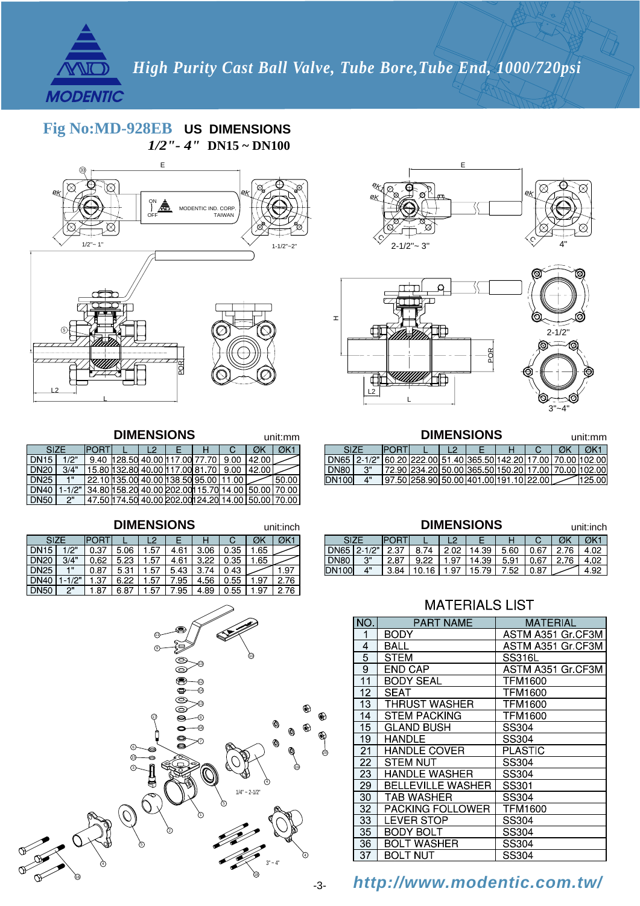# High Purity Cast Ball Valve, Tube Bore, Tube End, 1000/720psi

## Fig No:MD-928EB US DIMENSIONS

**1/2"- 4" DN15 ~ DN100**

### DIMENSIONS

unit:mm

| SIZE | | PORT | L | L2 | E | H | C | ØK | ØK1 |
|---|---|---|---|---|---|---|---|---|---|
| DN15 | 1/2" | 9.40 | 128.50 | 40.00 | 117.00 | 77.70 | 9.00 | 42.00 | |
| DN20 | 3/4" | 15.80 | 132.80 | 40.00 | 117.00 | 81.70 | 9.00 | 42.00 | |
| DN25 | 1" | 22.10 | 135.00 | 40.00 | 138.50 | 95.00 | 11.00 | | 50.00 |
| DN40 | 1-1/2" | 34.80 | 158.20 | 40.00 | 202.00 | 115.70 | 14.00 | 50.00 | 70.00 |
| DN50 | 2" | 47.50 | 174.50 | 40.00 | 202.00 | 124.20 | 14.00 | 50.00 | 70.00 |

### DIMENSIONS

unit:mm

| SIZE | | PORT | L | L2 | E | H | C | ØK | ØK1 |
|---|---|---|---|---|---|---|---|---|---|
| DN65 | 2-1/2" | 60.20 | 222.00 | 51.40 | 365.50 | 142.20 | 17.00 | 70.00 | 102.00 |
| DN80 | 3" | 72.90 | 234.20 | 50.00 | 365.50 | 150.20 | 17.00 | 70.00 | 102.00 |
| DN100 | 4" | 97.50 | 258.90 | 50.00 | 401.00 | 191.10 | 22.00 | | 125.00 |

### DIMENSIONS

unit:inch

| SIZE | | PORT | L | L2 | E | H | C | ØK | ØK1 |
|---|---|---|---|---|---|---|---|---|---|
| DN15 | 1/2" | 0.37 | 5.06 | 1.57 | 4.61 | 3.06 | 0.35 | 1.65 | |
| DN20 | 3/4" | 0.62 | 5.23 | 1.57 | 4.61 | 3.22 | 0.35 | 1.65 | |
| DN25 | 1" | 0.87 | 5.31 | 1.57 | 5.43 | 3.74 | 0.43 | | 1.97 |
| DN40 | 1-1/2" | 1.37 | 6.22 | 1.57 | 7.95 | 4.56 | 0.55 | 1.97 | 2.76 |
| DN50 | 2" | 1.87 | 6.87 | 1.57 | 7.95 | 4.89 | 0.55 | 1.97 | 2.76 |

### DIMENSIONS

unit:inch

| SIZE | | PORT | L | L2 | E | H | C | ØK | ØK1 |
|---|---|---|---|---|---|---|---|---|---|
| DN65 | 2-1/2" | 2.37 | 8.74 | 2.02 | 14.39 | 5.60 | 0.67 | 2.76 | 4.02 |
| DN80 | 3" | 2.87 | 9.22 | 1.97 | 14.39 | 5.91 | 0.67 | 2.76 | 4.02 |
| DN100 | 4" | 3.84 | 10.16 | 1.97 | 15.79 | 7.52 | 0.87 | | 4.92 |

### MATERIALS LIST

| NO. | PART NAME | MATERIAL |
|---|---|---|
| 1 | BODY | ASTM A351 Gr.CF3M |
| 4 | BALL | ASTM A351 Gr.CF3M |
| 5 | STEM | SS316L |
| 9 | END CAP | ASTM A351 Gr.CF3M |
| 11 | BODY SEAL | TFM1600 |
| 12 | SEAT | TFM1600 |
| 13 | THRUST WASHER | TFM1600 |
| 14 | STEM PACKING | TFM1600 |
| 15 | GLAND BUSH | SS304 |
| 19 | HANDLE | SS304 |
| 21 | HANDLE COVER | PLASTIC |
| 22 | STEM NUT | SS304 |
| 23 | HANDLE WASHER | SS304 |
| 29 | BELLEVILLE WASHER | SS301 |
| 30 | TAB WASHER | SS304 |
| 32 | PACKING FOLLOWER | TFM1600 |
| 33 | LEVER STOP | SS304 |
| 35 | BODY BOLT | SS304 |
| 36 | BOLT WASHER | SS304 |
| 37 | BOLT NUT | SS304 |

http://www.modentic.com.tw/